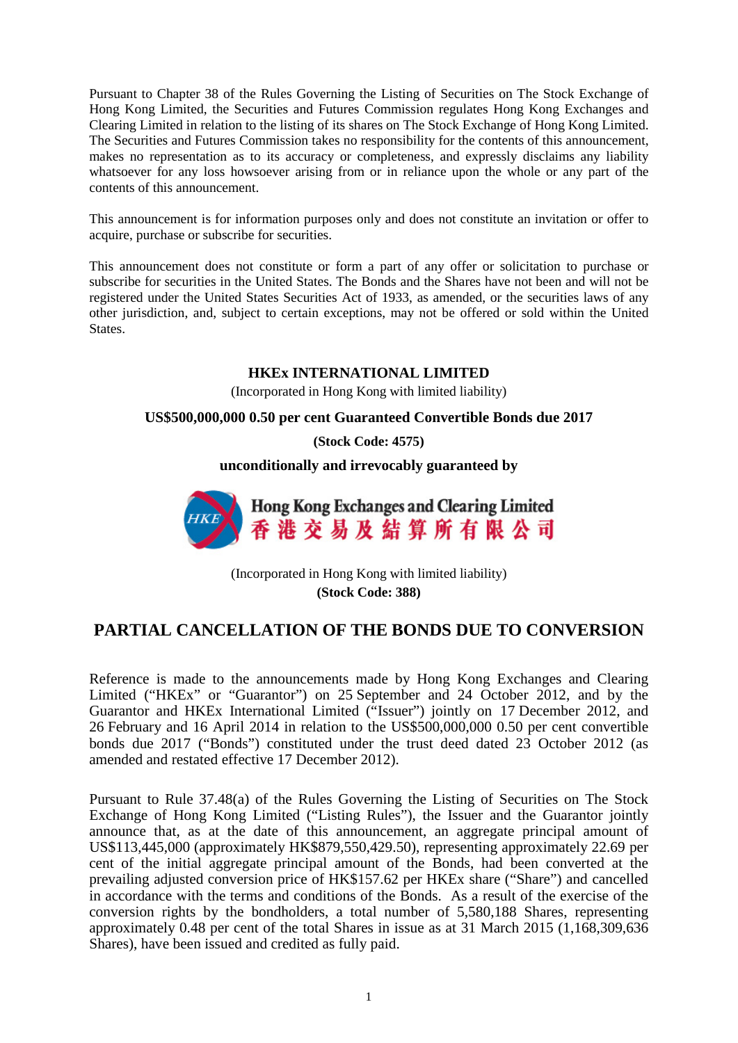Pursuant to Chapter 38 of the Rules Governing the Listing of Securities on The Stock Exchange of Hong Kong Limited, the Securities and Futures Commission regulates Hong Kong Exchanges and Clearing Limited in relation to the listing of its shares on The Stock Exchange of Hong Kong Limited. The Securities and Futures Commission takes no responsibility for the contents of this announcement, makes no representation as to its accuracy or completeness, and expressly disclaims any liability whatsoever for any loss howsoever arising from or in reliance upon the whole or any part of the contents of this announcement.

This announcement is for information purposes only and does not constitute an invitation or offer to acquire, purchase or subscribe for securities.

This announcement does not constitute or form a part of any offer or solicitation to purchase or subscribe for securities in the United States. The Bonds and the Shares have not been and will not be registered under the United States Securities Act of 1933, as amended, or the securities laws of any other jurisdiction, and, subject to certain exceptions, may not be offered or sold within the United States.

**HKEx INTERNATIONAL LIMITED**

(Incorporated in Hong Kong with limited liability)

**US$500,000,000 0.50 per cent Guaranteed Convertible Bonds due 2017**

**(Stock Code: 4575)**

**unconditionally and irrevocably guaranteed by**

**Hong Kong Exchanges and Clearing Limited**
**香港交易及結算所有限公司**

(Incorporated in Hong Kong with limited liability)

**(Stock Code: 388)**

# PARTIAL CANCELLATION OF THE BONDS DUE TO CONVERSION

Reference is made to the announcements made by Hong Kong Exchanges and Clearing Limited ("HKEx" or "Guarantor") on 25 September and 24 October 2012, and by the Guarantor and HKEx International Limited ("Issuer") jointly on 17 December 2012, and 26 February and 16 April 2014 in relation to the US$500,000,000 0.50 per cent convertible bonds due 2017 ("Bonds") constituted under the trust deed dated 23 October 2012 (as amended and restated effective 17 December 2012).

Pursuant to Rule 37.48(a) of the Rules Governing the Listing of Securities on The Stock Exchange of Hong Kong Limited ("Listing Rules"), the Issuer and the Guarantor jointly announce that, as at the date of this announcement, an aggregate principal amount of US$113,445,000 (approximately HK$879,550,429.50), representing approximately 22.69 per cent of the initial aggregate principal amount of the Bonds, had been converted at the prevailing adjusted conversion price of HK$157.62 per HKEx share ("Share") and cancelled in accordance with the terms and conditions of the Bonds. As a result of the exercise of the conversion rights by the bondholders, a total number of 5,580,188 Shares, representing approximately 0.48 per cent of the total Shares in issue as at 31 March 2015 (1,168,309,636 Shares), have been issued and credited as fully paid.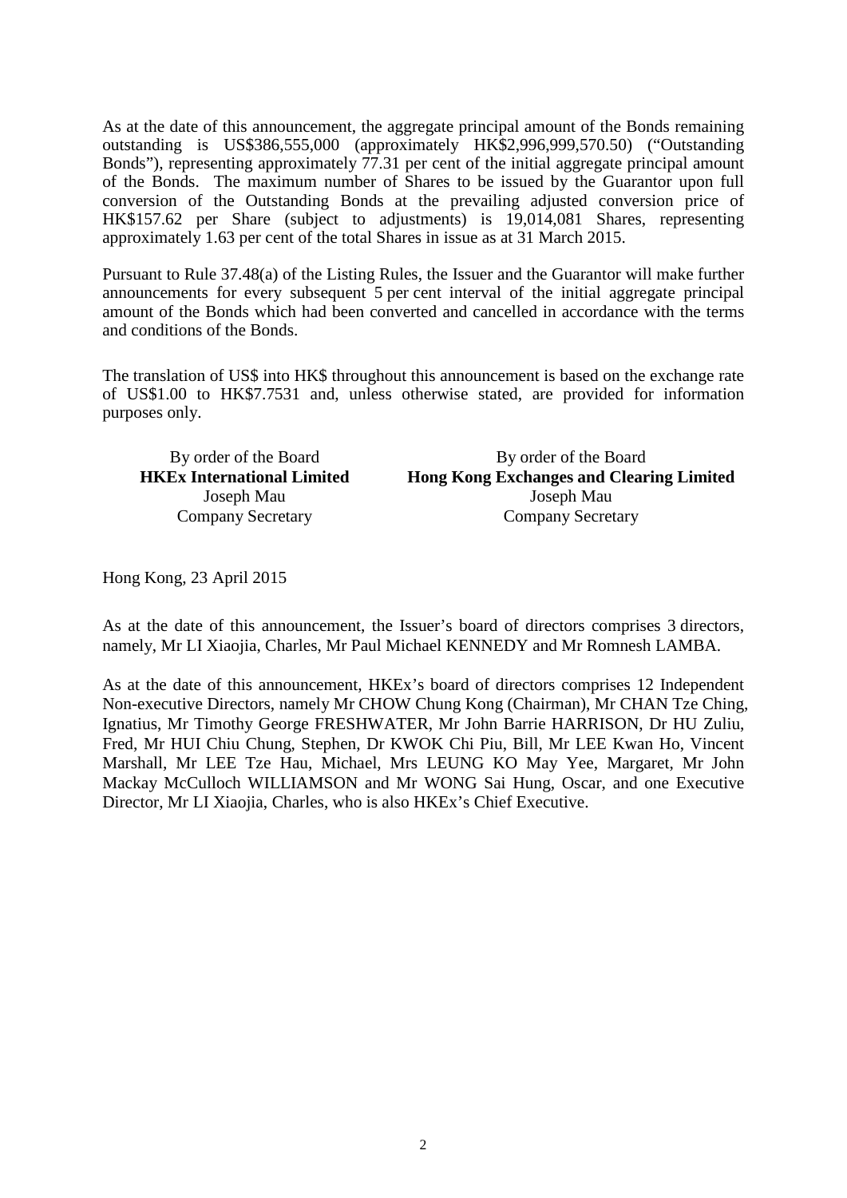As at the date of this announcement, the aggregate principal amount of the Bonds remaining outstanding is US$386,555,000 (approximately HK$2,996,999,570.50) ("Outstanding Bonds"), representing approximately 77.31 per cent of the initial aggregate principal amount of the Bonds. The maximum number of Shares to be issued by the Guarantor upon full conversion of the Outstanding Bonds at the prevailing adjusted conversion price of HK$157.62 per Share (subject to adjustments) is 19,014,081 Shares, representing approximately 1.63 per cent of the total Shares in issue as at 31 March 2015.

Pursuant to Rule 37.48(a) of the Listing Rules, the Issuer and the Guarantor will make further announcements for every subsequent 5 per cent interval of the initial aggregate principal amount of the Bonds which had been converted and cancelled in accordance with the terms and conditions of the Bonds.

The translation of US$ into HK$ throughout this announcement is based on the exchange rate of US$1.00 to HK$7.7531 and, unless otherwise stated, are provided for information purposes only.

By order of the Board
**HKEx International Limited**
Joseph Mau
Company Secretary

By order of the Board
**Hong Kong Exchanges and Clearing Limited**
Joseph Mau
Company Secretary

Hong Kong, 23 April 2015

As at the date of this announcement, the Issuer's board of directors comprises 3 directors, namely, Mr LI Xiaojia, Charles, Mr Paul Michael KENNEDY and Mr Romnesh LAMBA.

As at the date of this announcement, HKEx's board of directors comprises 12 Independent Non-executive Directors, namely Mr CHOW Chung Kong (Chairman), Mr CHAN Tze Ching, Ignatius, Mr Timothy George FRESHWATER, Mr John Barrie HARRISON, Dr HU Zuliu, Fred, Mr HUI Chiu Chung, Stephen, Dr KWOK Chi Piu, Bill, Mr LEE Kwan Ho, Vincent Marshall, Mr LEE Tze Hau, Michael, Mrs LEUNG KO May Yee, Margaret, Mr John Mackay McCulloch WILLIAMSON and Mr WONG Sai Hung, Oscar, and one Executive Director, Mr LI Xiaojia, Charles, who is also HKEx's Chief Executive.